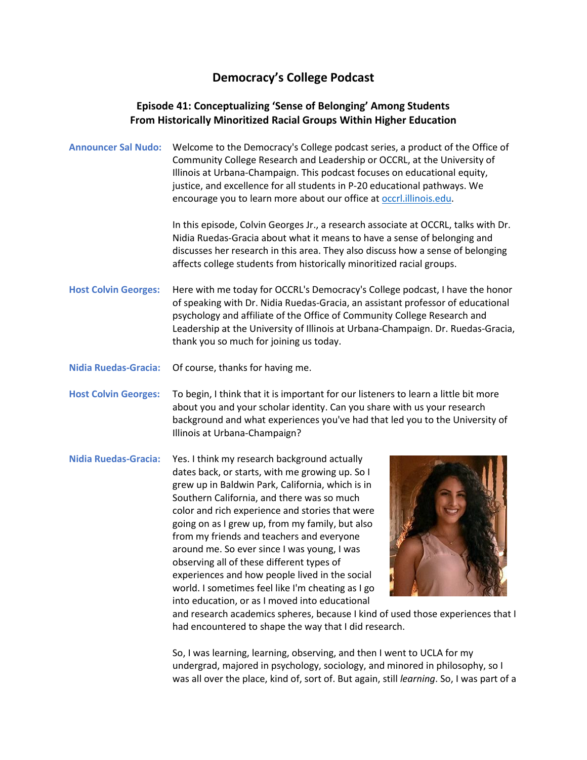# Democracy's College Podcast

## Episode 41: Conceptualizing 'Sense of Belonging' Among Students From Historically Minoritized Racial Groups Within Higher Education

**Announcer Sal Nudo:** Welcome to the Democracy's College podcast series, a product of the Office of Community College Research and Leadership or OCCRL, at the University of Illinois at Urbana-Champaign. This podcast focuses on educational equity, justice, and excellence for all students in P-20 educational pathways. We encourage you to learn more about our office at occrl.illinois.edu.

In this episode, Colvin Georges Jr., a research associate at OCCRL, talks with Dr. Nidia Ruedas-Gracia about what it means to have a sense of belonging and discusses her research in this area. They also discuss how a sense of belonging affects college students from historically minoritized racial groups.

**Host Colvin Georges:** Here with me today for OCCRL's Democracy's College podcast, I have the honor of speaking with Dr. Nidia Ruedas-Gracia, an assistant professor of educational psychology and affiliate of the Office of Community College Research and Leadership at the University of Illinois at Urbana-Champaign. Dr. Ruedas-Gracia, thank you so much for joining us today.

**Nidia Ruedas-Gracia:** Of course, thanks for having me.

**Host Colvin Georges:** To begin, I think that it is important for our listeners to learn a little bit more about you and your scholar identity. Can you share with us your research background and what experiences you've had that led you to the University of Illinois at Urbana-Champaign?

**Nidia Ruedas-Gracia:** Yes. I think my research background actually dates back, or starts, with me growing up. So I grew up in Baldwin Park, California, which is in Southern California, and there was so much color and rich experience and stories that were going on as I grew up, from my family, but also from my friends and teachers and everyone around me. So ever since I was young, I was observing all of these different types of experiences and how people lived in the social world. I sometimes feel like I'm cheating as I go into education, or as I moved into educational and research academics spheres, because I kind of used those experiences that I had encountered to shape the way that I did research.

So, I was learning, learning, observing, and then I went to UCLA for my undergrad, majored in psychology, sociology, and minored in philosophy, so I was all over the place, kind of, sort of. But again, still *learning*. So, I was part of a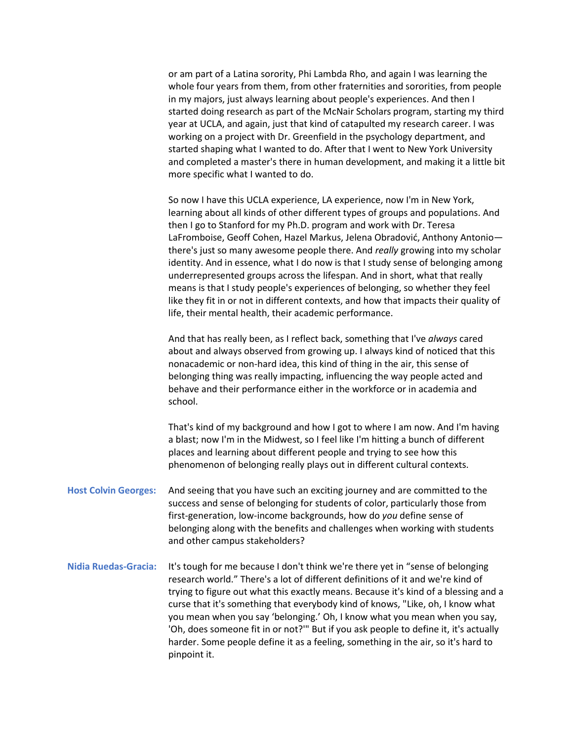or am part of a Latina sorority, Phi Lambda Rho, and again I was learning the whole four years from them, from other fraternities and sororities, from people in my majors, just always learning about people's experiences. And then I started doing research as part of the McNair Scholars program, starting my third year at UCLA, and again, just that kind of catapulted my research career. I was working on a project with Dr. Greenfield in the psychology department, and started shaping what I wanted to do. After that I went to New York University and completed a master's there in human development, and making it a little bit more specific what I wanted to do.

So now I have this UCLA experience, LA experience, now I'm in New York, learning about all kinds of other different types of groups and populations. And then I go to Stanford for my Ph.D. program and work with Dr. Teresa LaFromboise, Geoff Cohen, Hazel Markus, Jelena Obradović, Anthony Antonio—there's just so many awesome people there. And *really* growing into my scholar identity. And in essence, what I do now is that I study sense of belonging among underrepresented groups across the lifespan. And in short, what that really means is that I study people's experiences of belonging, so whether they feel like they fit in or not in different contexts, and how that impacts their quality of life, their mental health, their academic performance.

And that has really been, as I reflect back, something that I've *always* cared about and always observed from growing up. I always kind of noticed that this nonacademic or non-hard idea, this kind of thing in the air, this sense of belonging thing was really impacting, influencing the way people acted and behave and their performance either in the workforce or in academia and school.

That's kind of my background and how I got to where I am now. And I'm having a blast; now I'm in the Midwest, so I feel like I'm hitting a bunch of different places and learning about different people and trying to see how this phenomenon of belonging really plays out in different cultural contexts.

**Host Colvin Georges:** And seeing that you have such an exciting journey and are committed to the success and sense of belonging for students of color, particularly those from first-generation, low-income backgrounds, how do *you* define sense of belonging along with the benefits and challenges when working with students and other campus stakeholders?

**Nidia Ruedas-Gracia:** It's tough for me because I don't think we're there yet in "sense of belonging research world." There's a lot of different definitions of it and we're kind of trying to figure out what this exactly means. Because it's kind of a blessing and a curse that it's something that everybody kind of knows, "Like, oh, I know what you mean when you say 'belonging.' Oh, I know what you mean when you say, 'Oh, does someone fit in or not?'" But if you ask people to define it, it's actually harder. Some people define it as a feeling, something in the air, so it's hard to pinpoint it.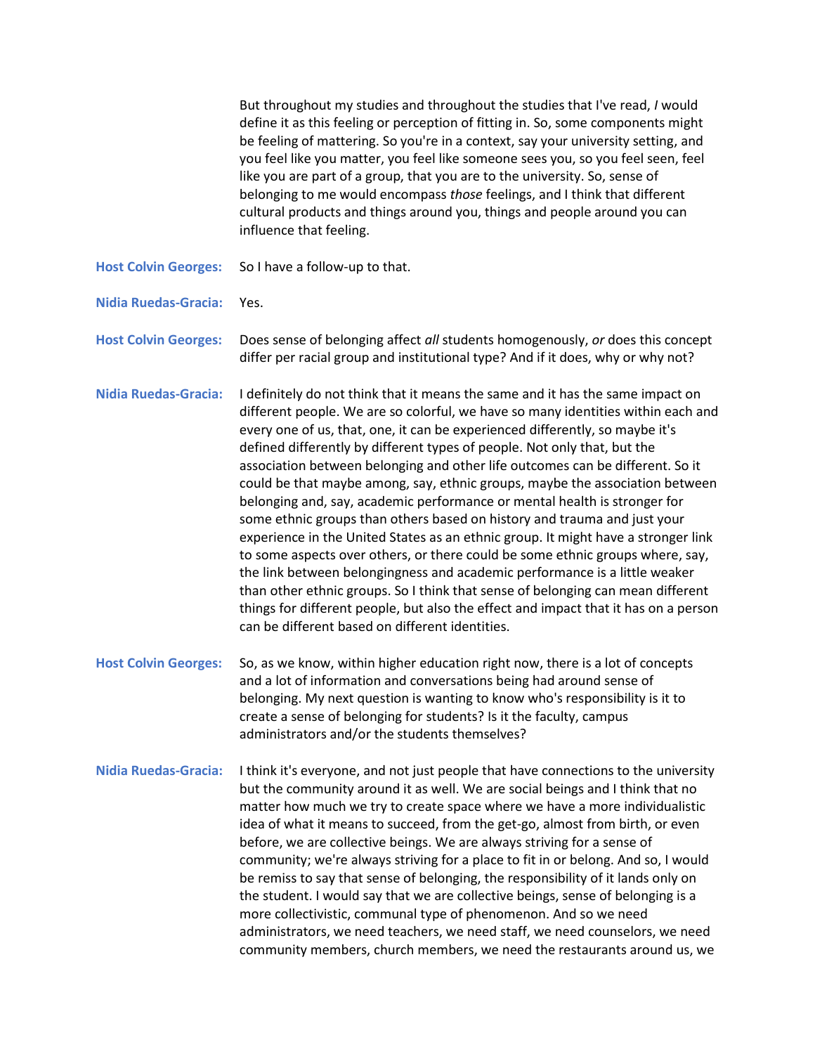But throughout my studies and throughout the studies that I've read, *I* would define it as this feeling or perception of fitting in. So, some components might be feeling of mattering. So you're in a context, say your university setting, and you feel like you matter, you feel like someone sees you, so you feel seen, feel like you are part of a group, that you are to the university. So, sense of belonging to me would encompass *those* feelings, and I think that different cultural products and things around you, things and people around you can influence that feeling.

**Host Colvin Georges:** So I have a follow-up to that.

**Nidia Ruedas-Gracia:** Yes.

**Host Colvin Georges:** Does sense of belonging affect *all* students homogenously, *or* does this concept differ per racial group and institutional type? And if it does, why or why not?

**Nidia Ruedas-Gracia:** I definitely do not think that it means the same and it has the same impact on different people. We are so colorful, we have so many identities within each and every one of us, that, one, it can be experienced differently, so maybe it's defined differently by different types of people. Not only that, but the association between belonging and other life outcomes can be different. So it could be that maybe among, say, ethnic groups, maybe the association between belonging and, say, academic performance or mental health is stronger for some ethnic groups than others based on history and trauma and just your experience in the United States as an ethnic group. It might have a stronger link to some aspects over others, or there could be some ethnic groups where, say, the link between belongingness and academic performance is a little weaker than other ethnic groups. So I think that sense of belonging can mean different things for different people, but also the effect and impact that it has on a person can be different based on different identities.

**Host Colvin Georges:** So, as we know, within higher education right now, there is a lot of concepts and a lot of information and conversations being had around sense of belonging. My next question is wanting to know who's responsibility is it to create a sense of belonging for students? Is it the faculty, campus administrators and/or the students themselves?

**Nidia Ruedas-Gracia:** I think it's everyone, and not just people that have connections to the university but the community around it as well. We are social beings and I think that no matter how much we try to create space where we have a more individualistic idea of what it means to succeed, from the get-go, almost from birth, or even before, we are collective beings. We are always striving for a sense of community; we're always striving for a place to fit in or belong. And so, I would be remiss to say that sense of belonging, the responsibility of it lands only on the student. I would say that we are collective beings, sense of belonging is a more collectivistic, communal type of phenomenon. And so we need administrators, we need teachers, we need staff, we need counselors, we need community members, church members, we need the restaurants around us, we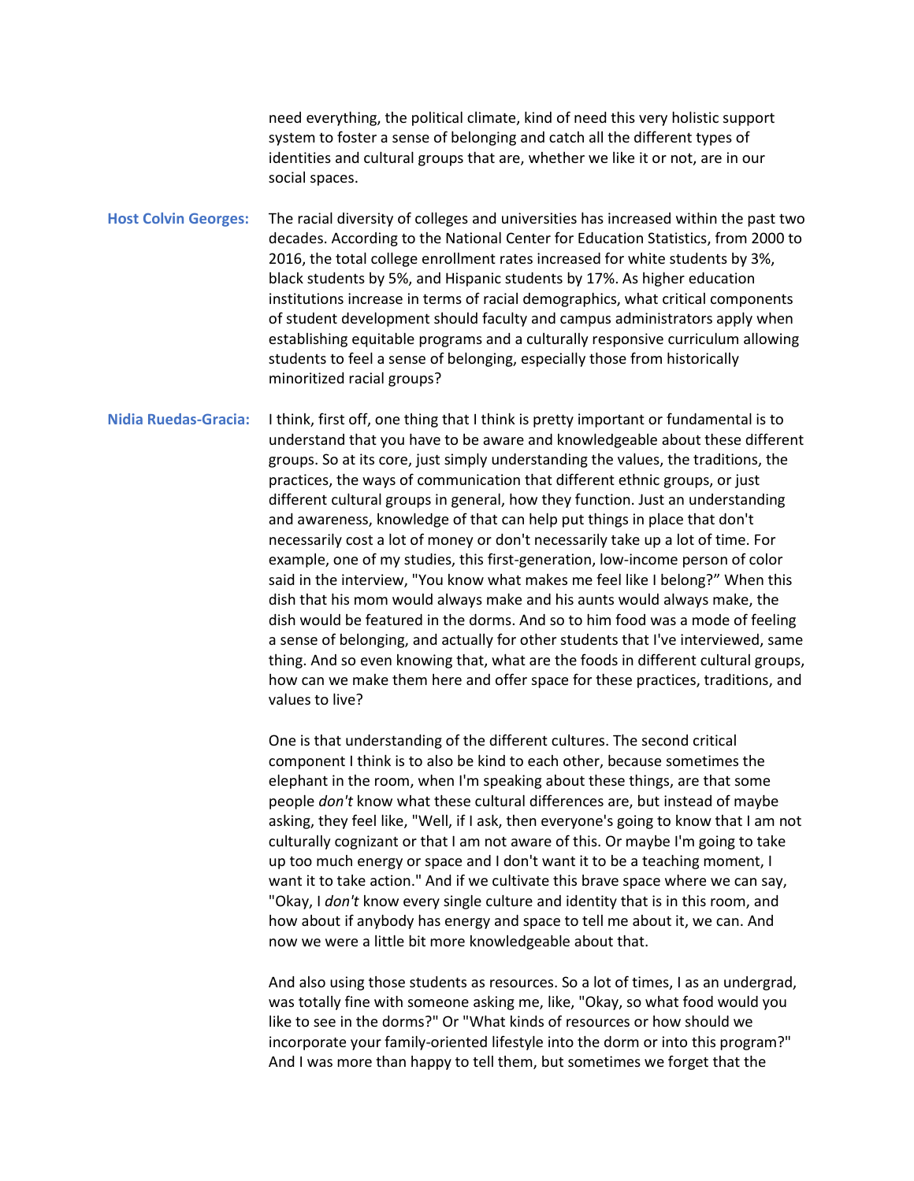need everything, the political climate, kind of need this very holistic support system to foster a sense of belonging and catch all the different types of identities and cultural groups that are, whether we like it or not, are in our social spaces.

**Host Colvin Georges:** The racial diversity of colleges and universities has increased within the past two decades. According to the National Center for Education Statistics, from 2000 to 2016, the total college enrollment rates increased for white students by 3%, black students by 5%, and Hispanic students by 17%. As higher education institutions increase in terms of racial demographics, what critical components of student development should faculty and campus administrators apply when establishing equitable programs and a culturally responsive curriculum allowing students to feel a sense of belonging, especially those from historically minoritized racial groups?

**Nidia Ruedas-Gracia:** I think, first off, one thing that I think is pretty important or fundamental is to understand that you have to be aware and knowledgeable about these different groups. So at its core, just simply understanding the values, the traditions, the practices, the ways of communication that different ethnic groups, or just different cultural groups in general, how they function. Just an understanding and awareness, knowledge of that can help put things in place that don't necessarily cost a lot of money or don't necessarily take up a lot of time. For example, one of my studies, this first-generation, low-income person of color said in the interview, "You know what makes me feel like I belong?" When this dish that his mom would always make and his aunts would always make, the dish would be featured in the dorms. And so to him food was a mode of feeling a sense of belonging, and actually for other students that I've interviewed, same thing. And so even knowing that, what are the foods in different cultural groups, how can we make them here and offer space for these practices, traditions, and values to live?

One is that understanding of the different cultures. The second critical component I think is to also be kind to each other, because sometimes the elephant in the room, when I'm speaking about these things, are that some people *don't* know what these cultural differences are, but instead of maybe asking, they feel like, "Well, if I ask, then everyone's going to know that I am not culturally cognizant or that I am not aware of this. Or maybe I'm going to take up too much energy or space and I don't want it to be a teaching moment, I want it to take action." And if we cultivate this brave space where we can say, "Okay, I *don't* know every single culture and identity that is in this room, and how about if anybody has energy and space to tell me about it, we can. And now we were a little bit more knowledgeable about that.

And also using those students as resources. So a lot of times, I as an undergrad, was totally fine with someone asking me, like, "Okay, so what food would you like to see in the dorms?" Or "What kinds of resources or how should we incorporate your family-oriented lifestyle into the dorm or into this program?" And I was more than happy to tell them, but sometimes we forget that the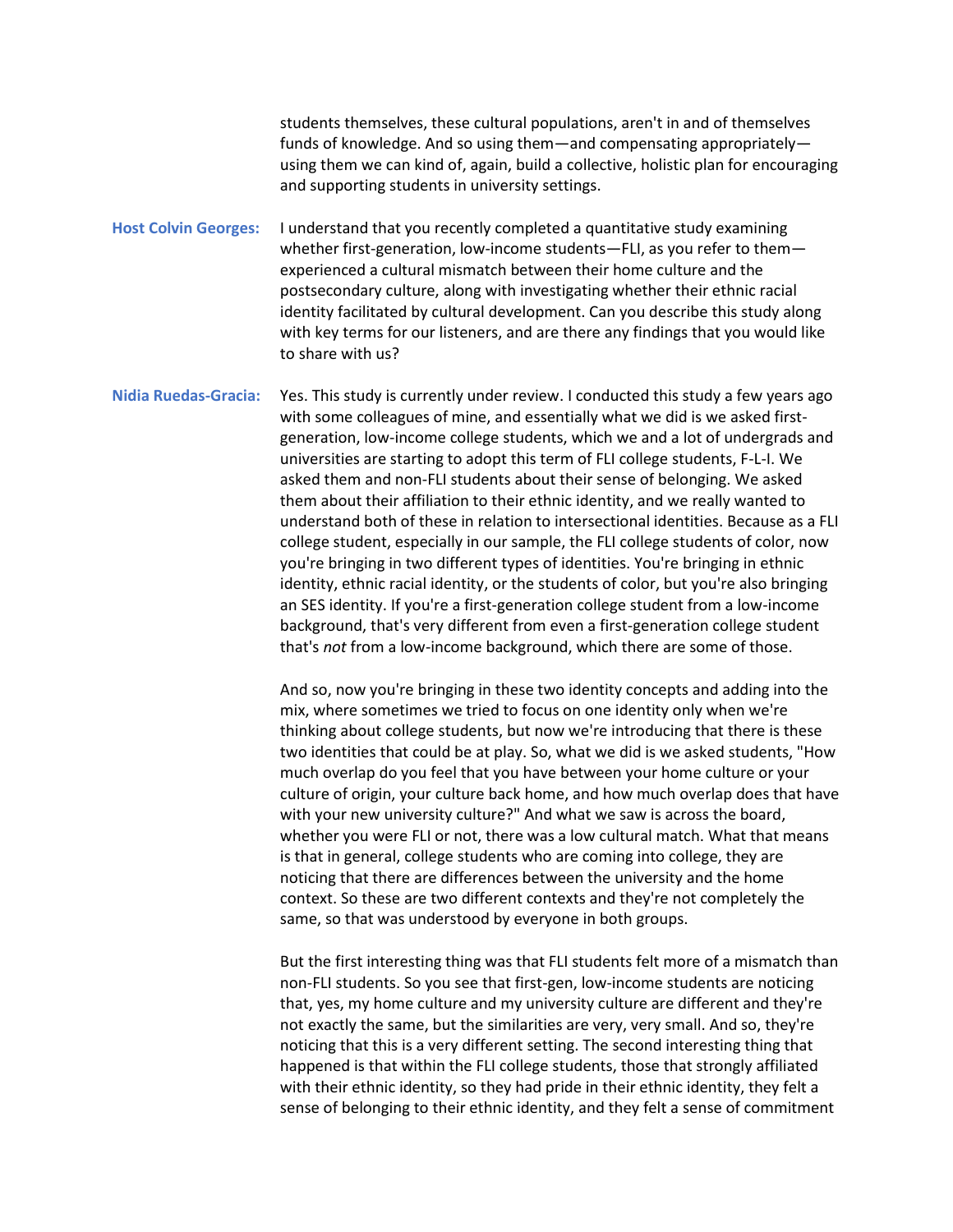students themselves, these cultural populations, aren't in and of themselves funds of knowledge. And so using them—and compensating appropriately—using them we can kind of, again, build a collective, holistic plan for encouraging and supporting students in university settings.

**Host Colvin Georges:** I understand that you recently completed a quantitative study examining whether first-generation, low-income students—FLI, as you refer to them—experienced a cultural mismatch between their home culture and the postsecondary culture, along with investigating whether their ethnic racial identity facilitated by cultural development. Can you describe this study along with key terms for our listeners, and are there any findings that you would like to share with us?

**Nidia Ruedas-Gracia:** Yes. This study is currently under review. I conducted this study a few years ago with some colleagues of mine, and essentially what we did is we asked first-generation, low-income college students, which we and a lot of undergrads and universities are starting to adopt this term of FLI college students, F-L-I. We asked them and non-FLI students about their sense of belonging. We asked them about their affiliation to their ethnic identity, and we really wanted to understand both of these in relation to intersectional identities. Because as a FLI college student, especially in our sample, the FLI college students of color, now you're bringing in two different types of identities. You're bringing in ethnic identity, ethnic racial identity, or the students of color, but you're also bringing an SES identity. If you're a first-generation college student from a low-income background, that's very different from even a first-generation college student that's *not* from a low-income background, which there are some of those.

And so, now you're bringing in these two identity concepts and adding into the mix, where sometimes we tried to focus on one identity only when we're thinking about college students, but now we're introducing that there is these two identities that could be at play. So, what we did is we asked students, "How much overlap do you feel that you have between your home culture or your culture of origin, your culture back home, and how much overlap does that have with your new university culture?" And what we saw is across the board, whether you were FLI or not, there was a low cultural match. What that means is that in general, college students who are coming into college, they are noticing that there are differences between the university and the home context. So these are two different contexts and they're not completely the same, so that was understood by everyone in both groups.

But the first interesting thing was that FLI students felt more of a mismatch than non-FLI students. So you see that first-gen, low-income students are noticing that, yes, my home culture and my university culture are different and they're not exactly the same, but the similarities are very, very small. And so, they're noticing that this is a very different setting. The second interesting thing that happened is that within the FLI college students, those that strongly affiliated with their ethnic identity, so they had pride in their ethnic identity, they felt a sense of belonging to their ethnic identity, and they felt a sense of commitment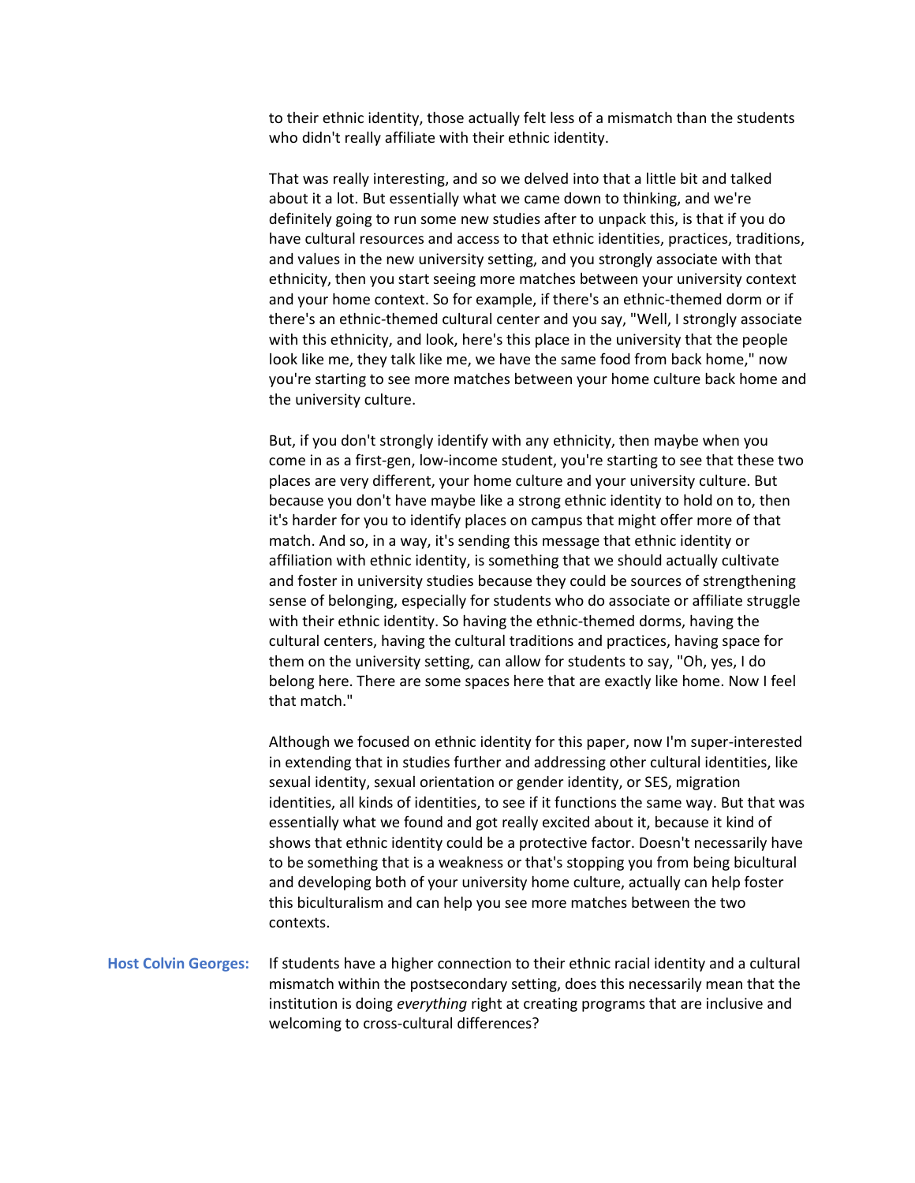to their ethnic identity, those actually felt less of a mismatch than the students who didn't really affiliate with their ethnic identity.

That was really interesting, and so we delved into that a little bit and talked about it a lot. But essentially what we came down to thinking, and we're definitely going to run some new studies after to unpack this, is that if you do have cultural resources and access to that ethnic identities, practices, traditions, and values in the new university setting, and you strongly associate with that ethnicity, then you start seeing more matches between your university context and your home context. So for example, if there's an ethnic-themed dorm or if there's an ethnic-themed cultural center and you say, "Well, I strongly associate with this ethnicity, and look, here's this place in the university that the people look like me, they talk like me, we have the same food from back home," now you're starting to see more matches between your home culture back home and the university culture.

But, if you don't strongly identify with any ethnicity, then maybe when you come in as a first-gen, low-income student, you're starting to see that these two places are very different, your home culture and your university culture. But because you don't have maybe like a strong ethnic identity to hold on to, then it's harder for you to identify places on campus that might offer more of that match. And so, in a way, it's sending this message that ethnic identity or affiliation with ethnic identity, is something that we should actually cultivate and foster in university studies because they could be sources of strengthening sense of belonging, especially for students who do associate or affiliate struggle with their ethnic identity. So having the ethnic-themed dorms, having the cultural centers, having the cultural traditions and practices, having space for them on the university setting, can allow for students to say, "Oh, yes, I do belong here. There are some spaces here that are exactly like home. Now I feel that match."

Although we focused on ethnic identity for this paper, now I'm super-interested in extending that in studies further and addressing other cultural identities, like sexual identity, sexual orientation or gender identity, or SES, migration identities, all kinds of identities, to see if it functions the same way. But that was essentially what we found and got really excited about it, because it kind of shows that ethnic identity could be a protective factor. Doesn't necessarily have to be something that is a weakness or that's stopping you from being bicultural and developing both of your university home culture, actually can help foster this biculturalism and can help you see more matches between the two contexts.

**Host Colvin Georges:** If students have a higher connection to their ethnic racial identity and a cultural mismatch within the postsecondary setting, does this necessarily mean that the institution is doing *everything* right at creating programs that are inclusive and welcoming to cross-cultural differences?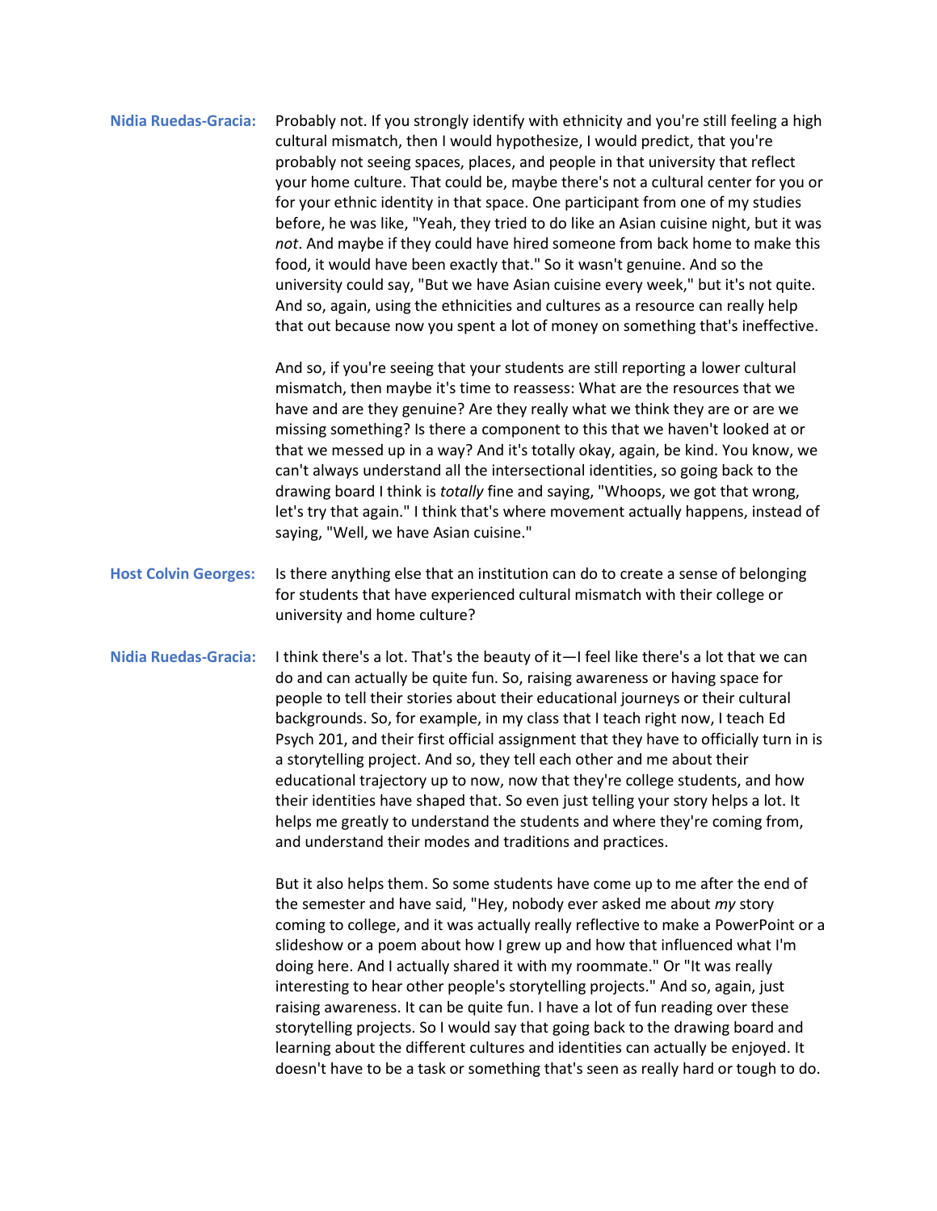**Nidia Ruedas-Gracia:** Probably not. If you strongly identify with ethnicity and you're still feeling a high cultural mismatch, then I would hypothesize, I would predict, that you're probably not seeing spaces, places, and people in that university that reflect your home culture. That could be, maybe there's not a cultural center for you or for your ethnic identity in that space. One participant from one of my studies before, he was like, "Yeah, they tried to do like an Asian cuisine night, but it was *not*. And maybe if they could have hired someone from back home to make this food, it would have been exactly that." So it wasn't genuine. And so the university could say, "But we have Asian cuisine every week," but it's not quite. And so, again, using the ethnicities and cultures as a resource can really help that out because now you spent a lot of money on something that's ineffective.

And so, if you're seeing that your students are still reporting a lower cultural mismatch, then maybe it's time to reassess: What are the resources that we have and are they genuine? Are they really what we think they are or are we missing something? Is there a component to this that we haven't looked at or that we messed up in a way? And it's totally okay, again, be kind. You know, we can't always understand all the intersectional identities, so going back to the drawing board I think is *totally* fine and saying, "Whoops, we got that wrong, let's try that again." I think that's where movement actually happens, instead of saying, "Well, we have Asian cuisine."

**Host Colvin Georges:** Is there anything else that an institution can do to create a sense of belonging for students that have experienced cultural mismatch with their college or university and home culture?

**Nidia Ruedas-Gracia:** I think there's a lot. That's the beauty of it—I feel like there's a lot that we can do and can actually be quite fun. So, raising awareness or having space for people to tell their stories about their educational journeys or their cultural backgrounds. So, for example, in my class that I teach right now, I teach Ed Psych 201, and their first official assignment that they have to officially turn in is a storytelling project. And so, they tell each other and me about their educational trajectory up to now, now that they're college students, and how their identities have shaped that. So even just telling your story helps a lot. It helps me greatly to understand the students and where they're coming from, and understand their modes and traditions and practices.

But it also helps them. So some students have come up to me after the end of the semester and have said, "Hey, nobody ever asked me about *my* story coming to college, and it was actually really reflective to make a PowerPoint or a slideshow or a poem about how I grew up and how that influenced what I'm doing here. And I actually shared it with my roommate." Or "It was really interesting to hear other people's storytelling projects." And so, again, just raising awareness. It can be quite fun. I have a lot of fun reading over these storytelling projects. So I would say that going back to the drawing board and learning about the different cultures and identities can actually be enjoyed. It doesn't have to be a task or something that's seen as really hard or tough to do.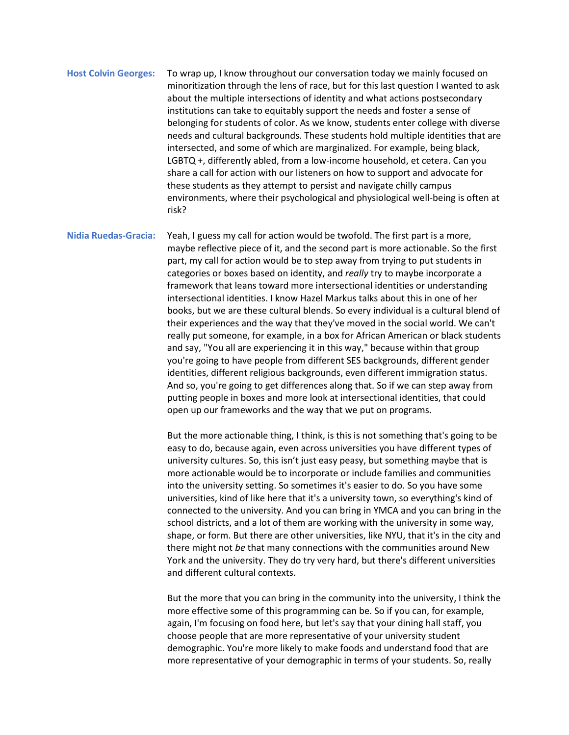**Host Colvin Georges:** To wrap up, I know throughout our conversation today we mainly focused on minoritization through the lens of race, but for this last question I wanted to ask about the multiple intersections of identity and what actions postsecondary institutions can take to equitably support the needs and foster a sense of belonging for students of color. As we know, students enter college with diverse needs and cultural backgrounds. These students hold multiple identities that are intersected, and some of which are marginalized. For example, being black, LGBTQ +, differently abled, from a low-income household, et cetera. Can you share a call for action with our listeners on how to support and advocate for these students as they attempt to persist and navigate chilly campus environments, where their psychological and physiological well-being is often at risk?

**Nidia Ruedas-Gracia:** Yeah, I guess my call for action would be twofold. The first part is a more, maybe reflective piece of it, and the second part is more actionable. So the first part, my call for action would be to step away from trying to put students in categories or boxes based on identity, and *really* try to maybe incorporate a framework that leans toward more intersectional identities or understanding intersectional identities. I know Hazel Markus talks about this in one of her books, but we are these cultural blends. So every individual is a cultural blend of their experiences and the way that they've moved in the social world. We can't really put someone, for example, in a box for African American or black students and say, "You all are experiencing it in this way," because within that group you're going to have people from different SES backgrounds, different gender identities, different religious backgrounds, even different immigration status. And so, you're going to get differences along that. So if we can step away from putting people in boxes and more look at intersectional identities, that could open up our frameworks and the way that we put on programs.

But the more actionable thing, I think, is this is not something that's going to be easy to do, because again, even across universities you have different types of university cultures. So, this isn't just easy peasy, but something maybe that is more actionable would be to incorporate or include families and communities into the university setting. So sometimes it's easier to do. So you have some universities, kind of like here that it's a university town, so everything's kind of connected to the university. And you can bring in YMCA and you can bring in the school districts, and a lot of them are working with the university in some way, shape, or form. But there are other universities, like NYU, that it's in the city and there might not *be* that many connections with the communities around New York and the university. They do try very hard, but there's different universities and different cultural contexts.

But the more that you can bring in the community into the university, I think the more effective some of this programming can be. So if you can, for example, again, I'm focusing on food here, but let's say that your dining hall staff, you choose people that are more representative of your university student demographic. You're more likely to make foods and understand food that are more representative of your demographic in terms of your students. So, really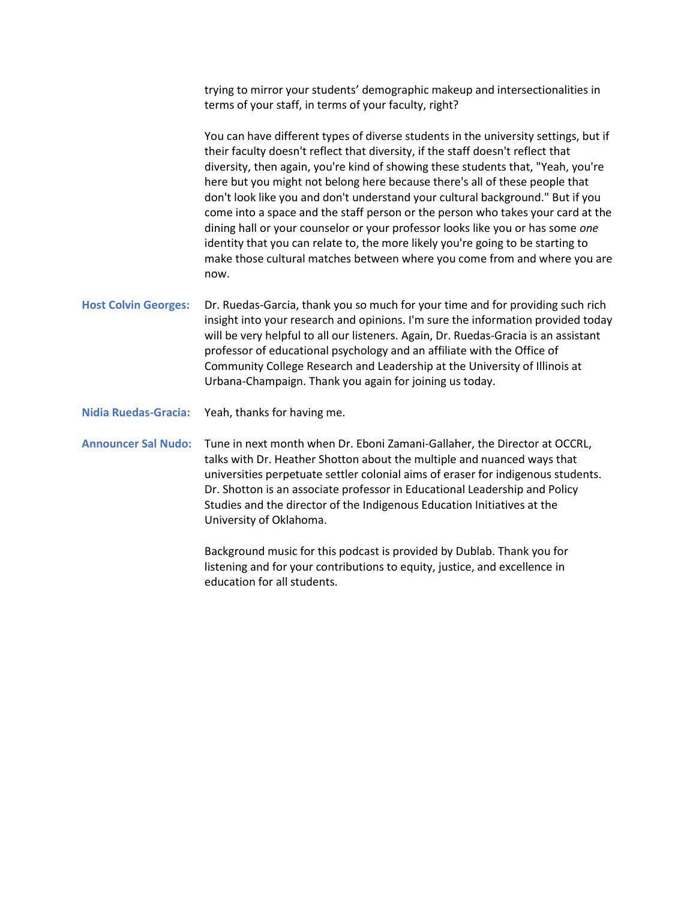trying to mirror your students' demographic makeup and intersectionalities in terms of your staff, in terms of your faculty, right?

You can have different types of diverse students in the university settings, but if their faculty doesn't reflect that diversity, if the staff doesn't reflect that diversity, then again, you're kind of showing these students that, "Yeah, you're here but you might not belong here because there's all of these people that don't look like you and don't understand your cultural background." But if you come into a space and the staff person or the person who takes your card at the dining hall or your counselor or your professor looks like you or has some *one* identity that you can relate to, the more likely you're going to be starting to make those cultural matches between where you come from and where you are now.

**Host Colvin Georges:** Dr. Ruedas-Garcia, thank you so much for your time and for providing such rich insight into your research and opinions. I'm sure the information provided today will be very helpful to all our listeners. Again, Dr. Ruedas-Gracia is an assistant professor of educational psychology and an affiliate with the Office of Community College Research and Leadership at the University of Illinois at Urbana-Champaign. Thank you again for joining us today.

**Nidia Ruedas-Gracia:** Yeah, thanks for having me.

**Announcer Sal Nudo:** Tune in next month when Dr. Eboni Zamani-Gallaher, the Director at OCCRL, talks with Dr. Heather Shotton about the multiple and nuanced ways that universities perpetuate settler colonial aims of eraser for indigenous students. Dr. Shotton is an associate professor in Educational Leadership and Policy Studies and the director of the Indigenous Education Initiatives at the University of Oklahoma.

Background music for this podcast is provided by Dublab. Thank you for listening and for your contributions to equity, justice, and excellence in education for all students.